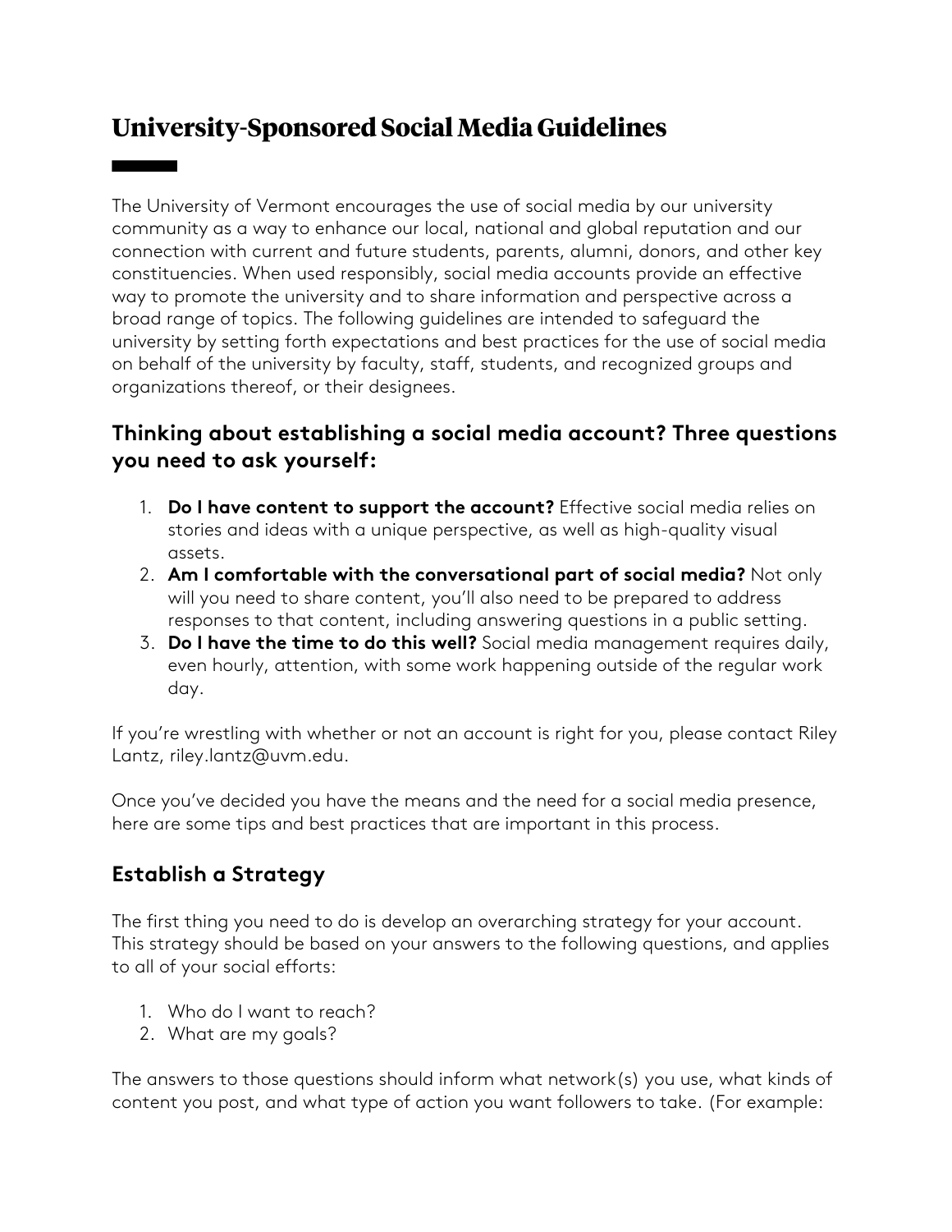# University-Sponsored Social Media Guidelines

The University of Vermont encourages the use of social media by our university community as a way to enhance our local, national and global reputation and our connection with current and future students, parents, alumni, donors, and other key constituencies. When used responsibly, social media accounts provide an effective way to promote the university and to share information and perspective across a broad range of topics. The following guidelines are intended to safeguard the university by setting forth expectations and best practices for the use of social media on behalf of the university by faculty, staff, students, and recognized groups and organizations thereof, or their designees.

## Thinking about establishing a social media account? Three questions you need to ask yourself:

1. **Do I have content to support the account?** Effective social media relies on stories and ideas with a unique perspective, as well as high-quality visual assets.
2. **Am I comfortable with the conversational part of social media?** Not only will you need to share content, you'll also need to be prepared to address responses to that content, including answering questions in a public setting.
3. **Do I have the time to do this well?** Social media management requires daily, even hourly, attention, with some work happening outside of the regular work day.

If you're wrestling with whether or not an account is right for you, please contact Riley Lantz, riley.lantz@uvm.edu.

Once you've decided you have the means and the need for a social media presence, here are some tips and best practices that are important in this process.

## Establish a Strategy

The first thing you need to do is develop an overarching strategy for your account. This strategy should be based on your answers to the following questions, and applies to all of your social efforts:

1. Who do I want to reach?
2. What are my goals?

The answers to those questions should inform what network(s) you use, what kinds of content you post, and what type of action you want followers to take. (For example: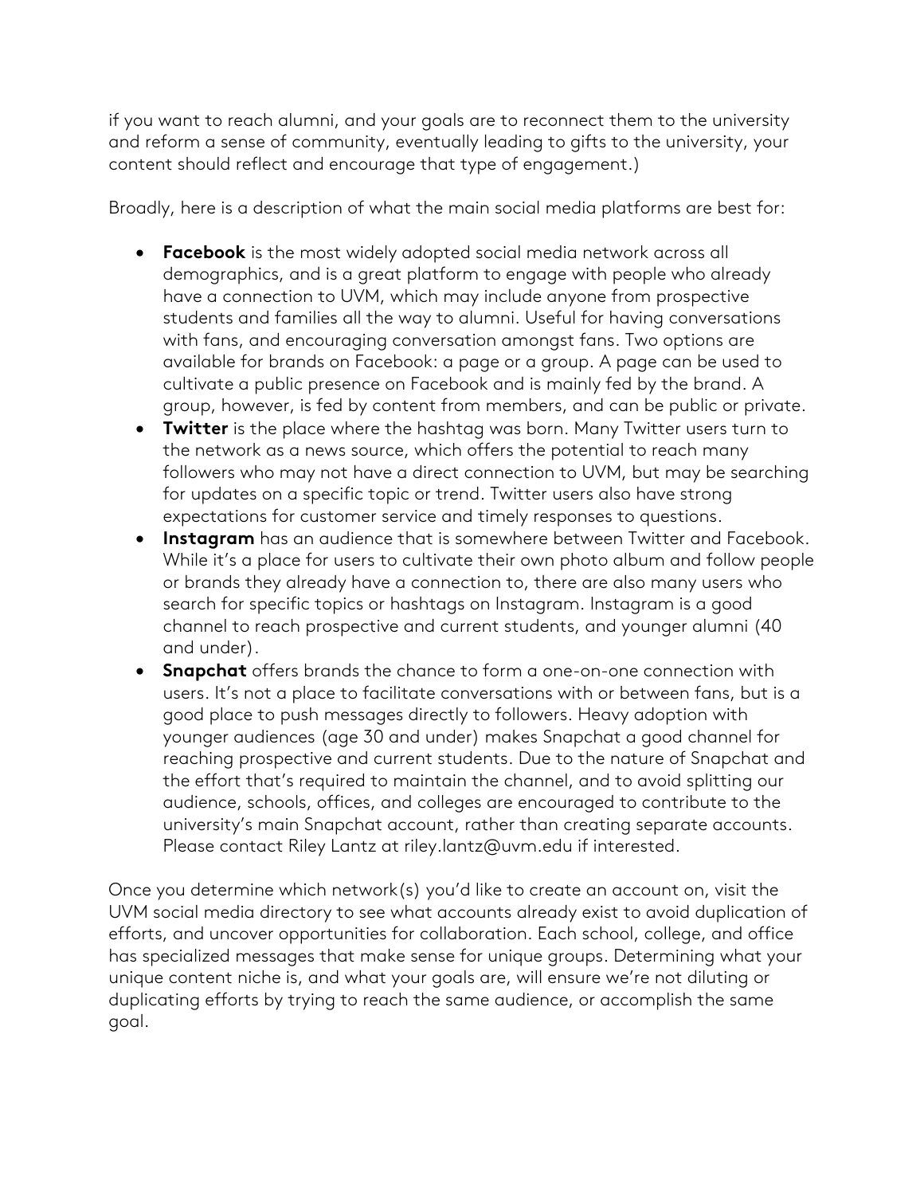if you want to reach alumni, and your goals are to reconnect them to the university and reform a sense of community, eventually leading to gifts to the university, your content should reflect and encourage that type of engagement.)

Broadly, here is a description of what the main social media platforms are best for:

- **Facebook** is the most widely adopted social media network across all demographics, and is a great platform to engage with people who already have a connection to UVM, which may include anyone from prospective students and families all the way to alumni. Useful for having conversations with fans, and encouraging conversation amongst fans. Two options are available for brands on Facebook: a page or a group. A page can be used to cultivate a public presence on Facebook and is mainly fed by the brand. A group, however, is fed by content from members, and can be public or private.
- **Twitter** is the place where the hashtag was born. Many Twitter users turn to the network as a news source, which offers the potential to reach many followers who may not have a direct connection to UVM, but may be searching for updates on a specific topic or trend. Twitter users also have strong expectations for customer service and timely responses to questions.
- **Instagram** has an audience that is somewhere between Twitter and Facebook. While it's a place for users to cultivate their own photo album and follow people or brands they already have a connection to, there are also many users who search for specific topics or hashtags on Instagram. Instagram is a good channel to reach prospective and current students, and younger alumni (40 and under).
- **Snapchat** offers brands the chance to form a one-on-one connection with users. It's not a place to facilitate conversations with or between fans, but is a good place to push messages directly to followers. Heavy adoption with younger audiences (age 30 and under) makes Snapchat a good channel for reaching prospective and current students. Due to the nature of Snapchat and the effort that's required to maintain the channel, and to avoid splitting our audience, schools, offices, and colleges are encouraged to contribute to the university's main Snapchat account, rather than creating separate accounts. Please contact Riley Lantz at riley.lantz@uvm.edu if interested.

Once you determine which network(s) you'd like to create an account on, visit the UVM social media directory to see what accounts already exist to avoid duplication of efforts, and uncover opportunities for collaboration. Each school, college, and office has specialized messages that make sense for unique groups. Determining what your unique content niche is, and what your goals are, will ensure we're not diluting or duplicating efforts by trying to reach the same audience, or accomplish the same goal.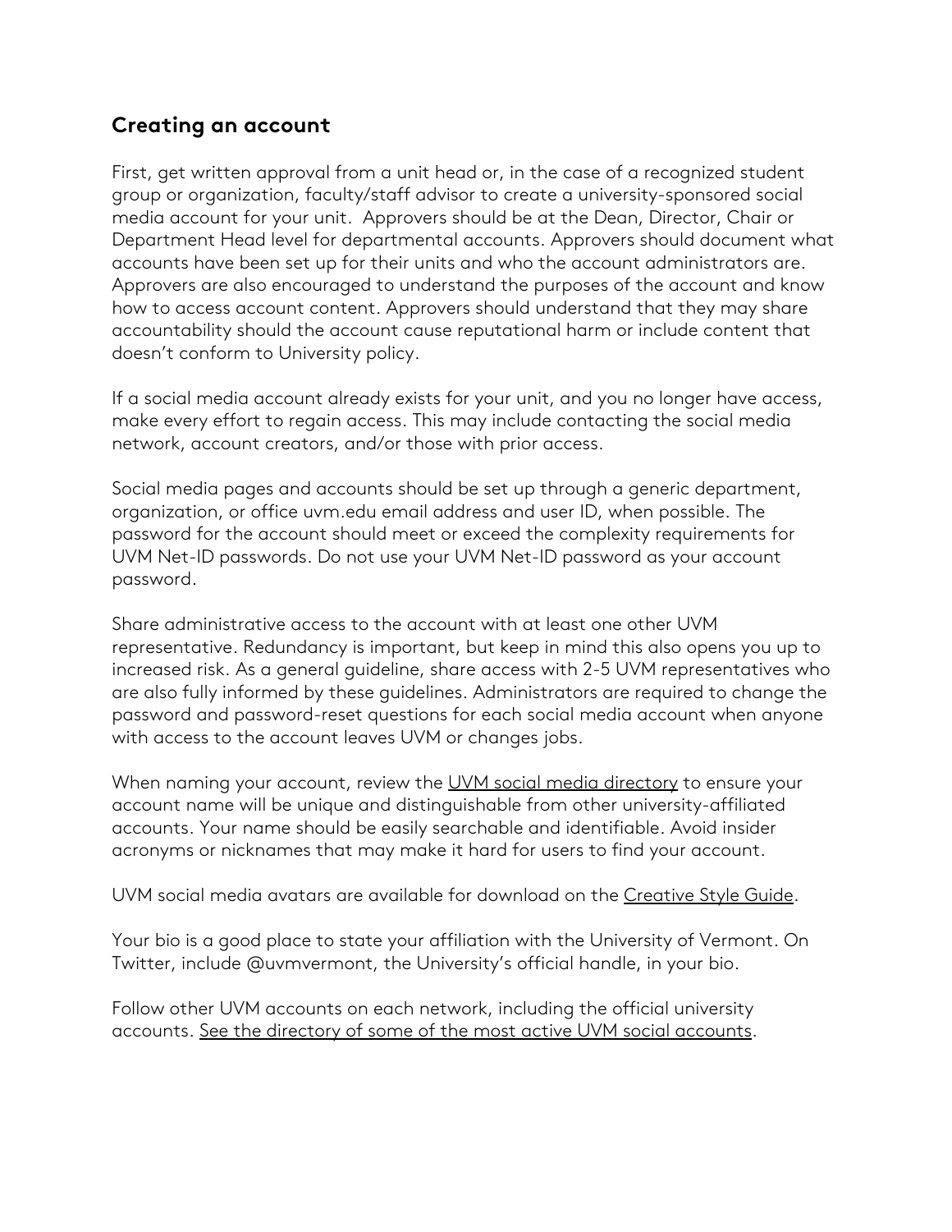## Creating an account

First, get written approval from a unit head or, in the case of a recognized student group or organization, faculty/staff advisor to create a university-sponsored social media account for your unit. Approvers should be at the Dean, Director, Chair or Department Head level for departmental accounts. Approvers should document what accounts have been set up for their units and who the account administrators are. Approvers are also encouraged to understand the purposes of the account and know how to access account content. Approvers should understand that they may share accountability should the account cause reputational harm or include content that doesn't conform to University policy.

If a social media account already exists for your unit, and you no longer have access, make every effort to regain access. This may include contacting the social media network, account creators, and/or those with prior access.

Social media pages and accounts should be set up through a generic department, organization, or office uvm.edu email address and user ID, when possible. The password for the account should meet or exceed the complexity requirements for UVM Net-ID passwords. Do not use your UVM Net-ID password as your account password.

Share administrative access to the account with at least one other UVM representative. Redundancy is important, but keep in mind this also opens you up to increased risk. As a general guideline, share access with 2-5 UVM representatives who are also fully informed by these guidelines. Administrators are required to change the password and password-reset questions for each social media account when anyone with access to the account leaves UVM or changes jobs.

When naming your account, review the UVM social media directory to ensure your account name will be unique and distinguishable from other university-affiliated accounts. Your name should be easily searchable and identifiable. Avoid insider acronyms or nicknames that may make it hard for users to find your account.

UVM social media avatars are available for download on the Creative Style Guide.

Your bio is a good place to state your affiliation with the University of Vermont. On Twitter, include @uvmvermont, the University's official handle, in your bio.

Follow other UVM accounts on each network, including the official university accounts. See the directory of some of the most active UVM social accounts.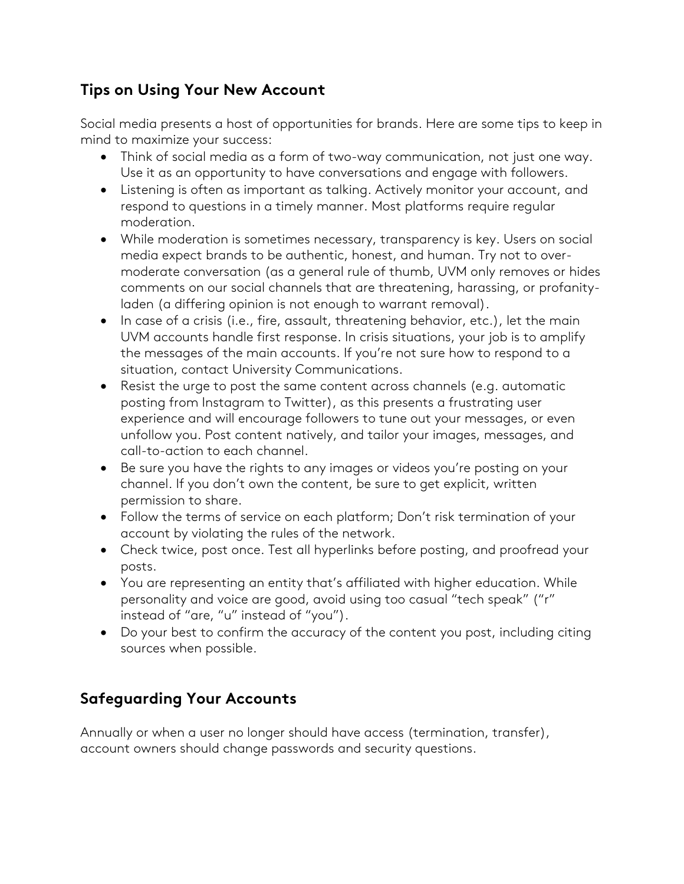## Tips on Using Your New Account

Social media presents a host of opportunities for brands. Here are some tips to keep in mind to maximize your success:

- Think of social media as a form of two-way communication, not just one way. Use it as an opportunity to have conversations and engage with followers.
- Listening is often as important as talking. Actively monitor your account, and respond to questions in a timely manner. Most platforms require regular moderation.
- While moderation is sometimes necessary, transparency is key. Users on social media expect brands to be authentic, honest, and human. Try not to over-moderate conversation (as a general rule of thumb, UVM only removes or hides comments on our social channels that are threatening, harassing, or profanity-laden (a differing opinion is not enough to warrant removal).
- In case of a crisis (i.e., fire, assault, threatening behavior, etc.), let the main UVM accounts handle first response. In crisis situations, your job is to amplify the messages of the main accounts. If you're not sure how to respond to a situation, contact University Communications.
- Resist the urge to post the same content across channels (e.g. automatic posting from Instagram to Twitter), as this presents a frustrating user experience and will encourage followers to tune out your messages, or even unfollow you. Post content natively, and tailor your images, messages, and call-to-action to each channel.
- Be sure you have the rights to any images or videos you're posting on your channel. If you don't own the content, be sure to get explicit, written permission to share.
- Follow the terms of service on each platform; Don't risk termination of your account by violating the rules of the network.
- Check twice, post once. Test all hyperlinks before posting, and proofread your posts.
- You are representing an entity that's affiliated with higher education. While personality and voice are good, avoid using too casual "tech speak" ("r" instead of "are, "u" instead of "you").
- Do your best to confirm the accuracy of the content you post, including citing sources when possible.

## Safeguarding Your Accounts

Annually or when a user no longer should have access (termination, transfer), account owners should change passwords and security questions.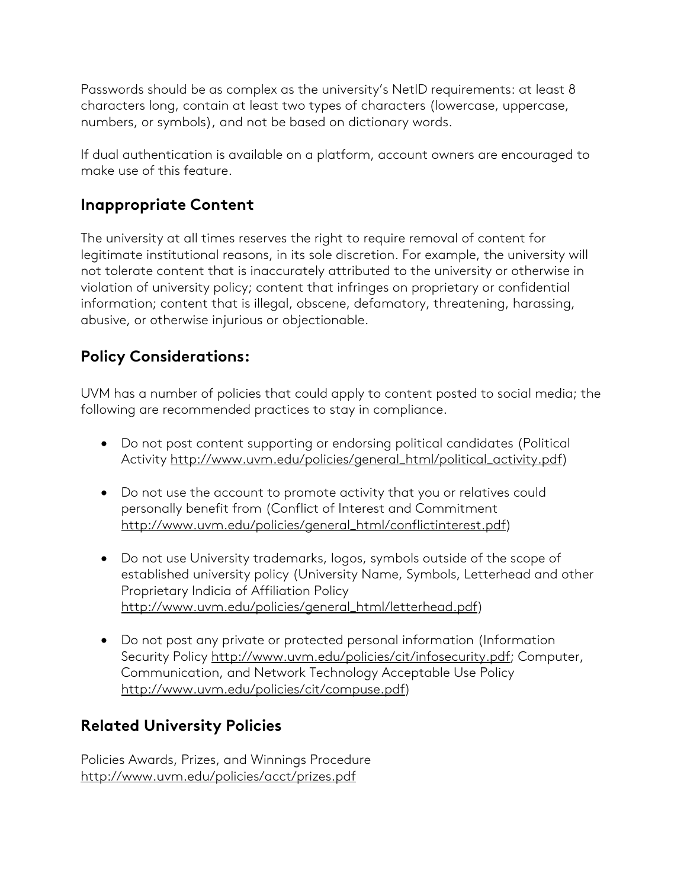Passwords should be as complex as the university's NetID requirements: at least 8 characters long, contain at least two types of characters (lowercase, uppercase, numbers, or symbols), and not be based on dictionary words.

If dual authentication is available on a platform, account owners are encouraged to make use of this feature.

## Inappropriate Content

The university at all times reserves the right to require removal of content for legitimate institutional reasons, in its sole discretion. For example, the university will not tolerate content that is inaccurately attributed to the university or otherwise in violation of university policy; content that infringes on proprietary or confidential information; content that is illegal, obscene, defamatory, threatening, harassing, abusive, or otherwise injurious or objectionable.

## Policy Considerations:

UVM has a number of policies that could apply to content posted to social media; the following are recommended practices to stay in compliance.

- Do not post content supporting or endorsing political candidates (Political Activity http://www.uvm.edu/policies/general_html/political_activity.pdf)
- Do not use the account to promote activity that you or relatives could personally benefit from (Conflict of Interest and Commitment http://www.uvm.edu/policies/general_html/conflictinterest.pdf)
- Do not use University trademarks, logos, symbols outside of the scope of established university policy (University Name, Symbols, Letterhead and other Proprietary Indicia of Affiliation Policy http://www.uvm.edu/policies/general_html/letterhead.pdf)
- Do not post any private or protected personal information (Information Security Policy http://www.uvm.edu/policies/cit/infosecurity.pdf; Computer, Communication, and Network Technology Acceptable Use Policy http://www.uvm.edu/policies/cit/compuse.pdf)

## Related University Policies

Policies Awards, Prizes, and Winnings Procedure
http://www.uvm.edu/policies/acct/prizes.pdf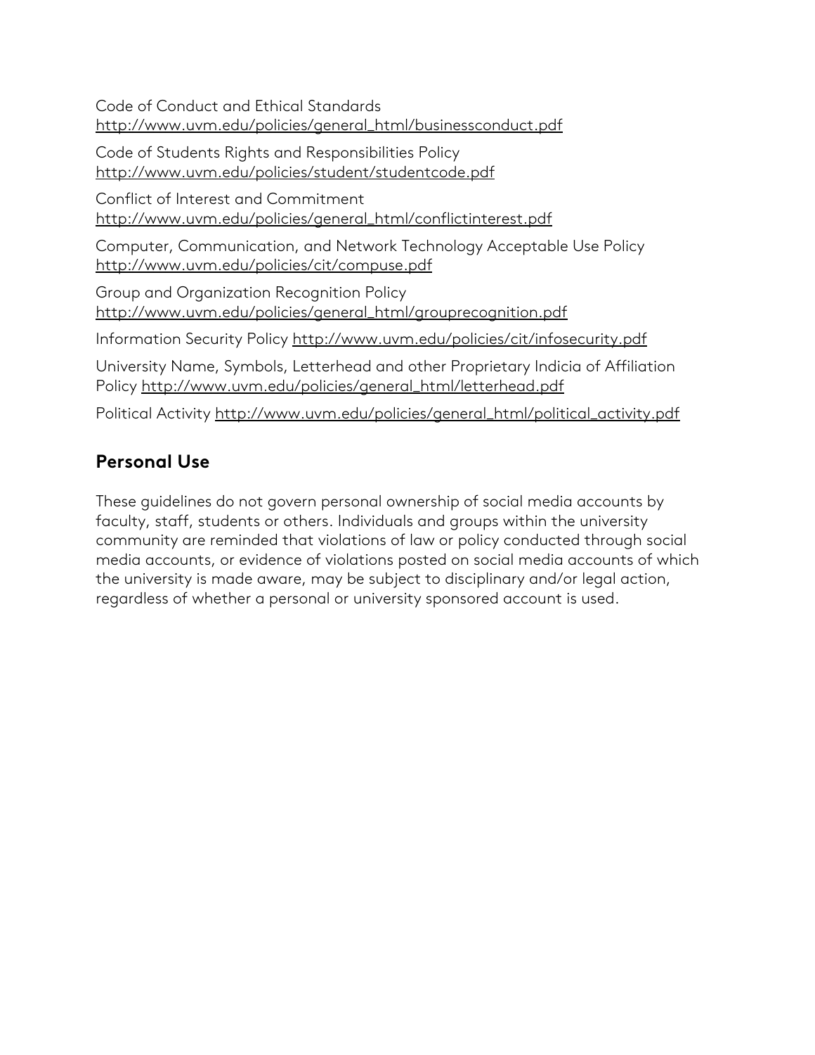Code of Conduct and Ethical Standards
http://www.uvm.edu/policies/general_html/businessconduct.pdf

Code of Students Rights and Responsibilities Policy
http://www.uvm.edu/policies/student/studentcode.pdf

Conflict of Interest and Commitment
http://www.uvm.edu/policies/general_html/conflictinterest.pdf

Computer, Communication, and Network Technology Acceptable Use Policy
http://www.uvm.edu/policies/cit/compuse.pdf

Group and Organization Recognition Policy
http://www.uvm.edu/policies/general_html/grouprecognition.pdf

Information Security Policy http://www.uvm.edu/policies/cit/infosecurity.pdf

University Name, Symbols, Letterhead and other Proprietary Indicia of Affiliation Policy http://www.uvm.edu/policies/general_html/letterhead.pdf

Political Activity http://www.uvm.edu/policies/general_html/political_activity.pdf

## Personal Use

These guidelines do not govern personal ownership of social media accounts by faculty, staff, students or others. Individuals and groups within the university community are reminded that violations of law or policy conducted through social media accounts, or evidence of violations posted on social media accounts of which the university is made aware, may be subject to disciplinary and/or legal action, regardless of whether a personal or university sponsored account is used.